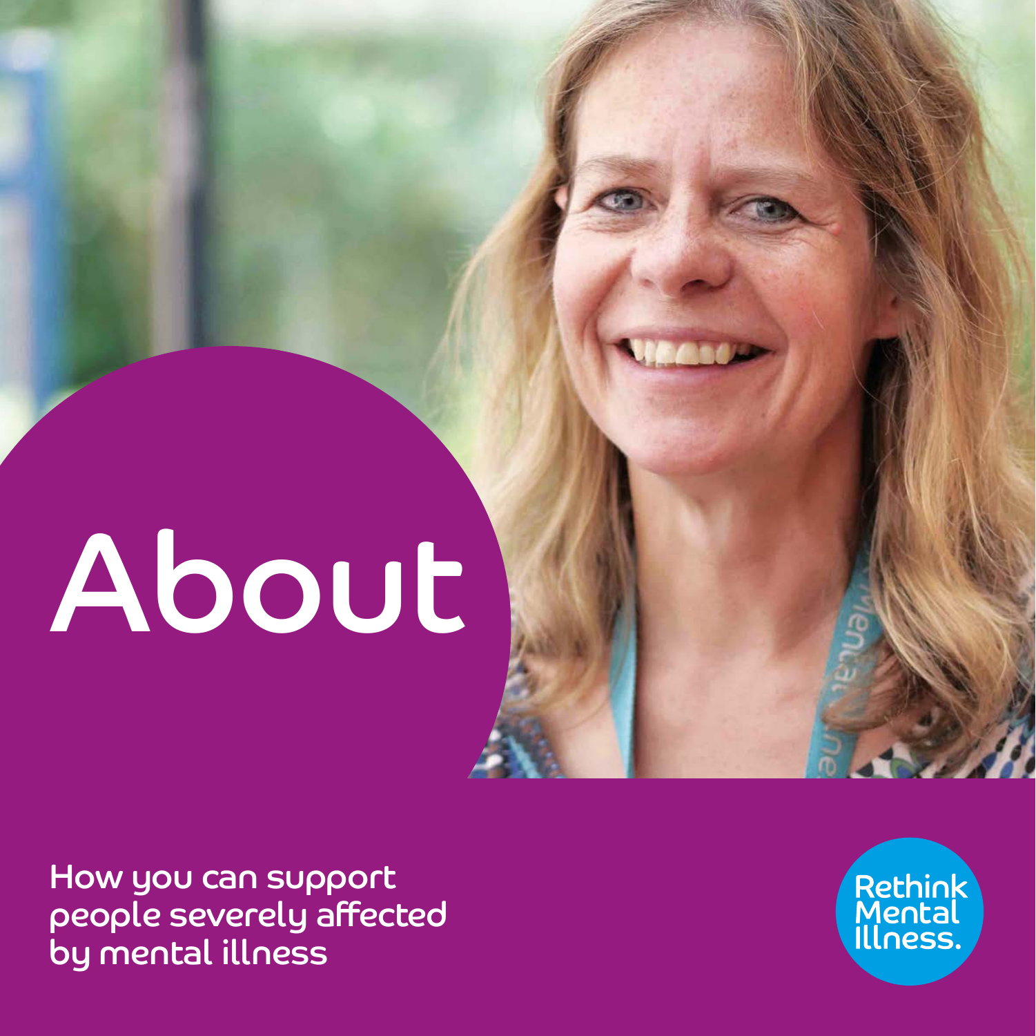# About

How you can support people severely affected by mental illness

Rethink Mental Illness.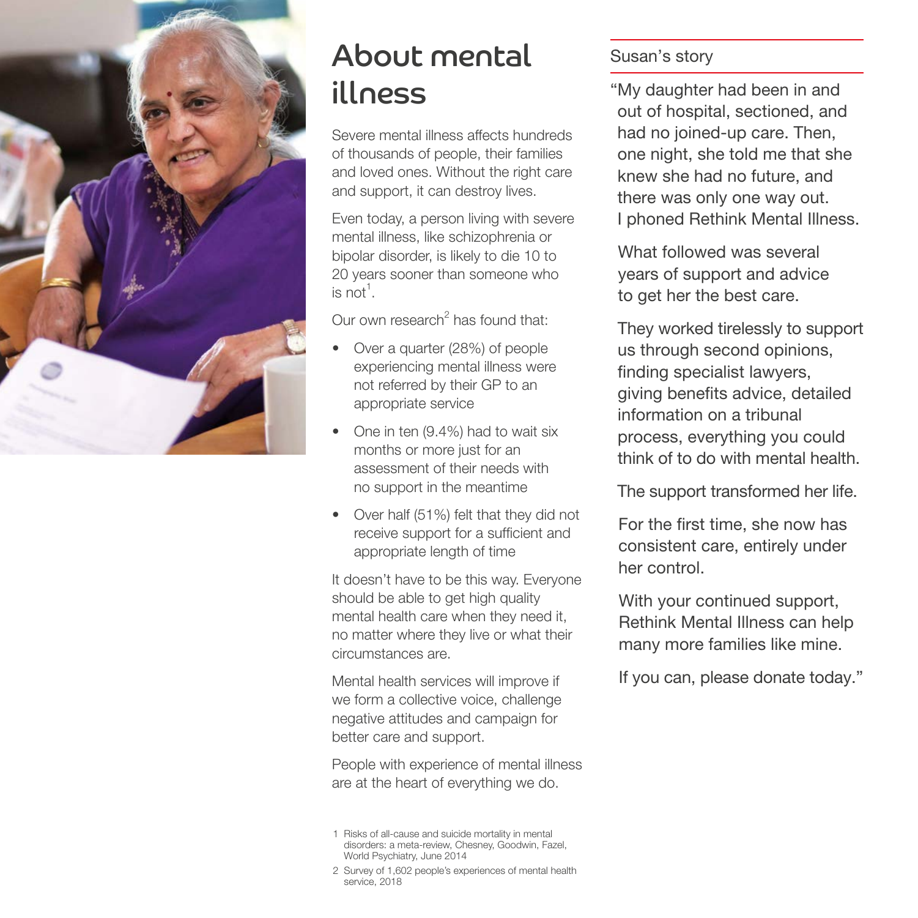# About mental illness

Severe mental illness affects hundreds of thousands of people, their families and loved ones. Without the right care and support, it can destroy lives.

Even today, a person living with severe mental illness, like schizophrenia or bipolar disorder, is likely to die 10 to 20 years sooner than someone who is not[1].

Our own research[2] has found that:

- Over a quarter (28%) of people experiencing mental illness were not referred by their GP to an appropriate service
- One in ten (9.4%) had to wait six months or more just for an assessment of their needs with no support in the meantime
- Over half (51%) felt that they did not receive support for a sufficient and appropriate length of time

It doesn't have to be this way. Everyone should be able to get high quality mental health care when they need it, no matter where they live or what their circumstances are.

Mental health services will improve if we form a collective voice, challenge negative attitudes and campaign for better care and support.

People with experience of mental illness are at the heart of everything we do.

1 Risks of all-cause and suicide mortality in mental disorders: a meta-review, Chesney, Goodwin, Fazel, World Psychiatry, June 2014

2 Survey of 1,602 people's experiences of mental health service, 2018

## Susan's story

"My daughter had been in and out of hospital, sectioned, and had no joined-up care. Then, one night, she told me that she knew she had no future, and there was only one way out. I phoned Rethink Mental Illness.

What followed was several years of support and advice to get her the best care.

They worked tirelessly to support us through second opinions, finding specialist lawyers, giving benefits advice, detailed information on a tribunal process, everything you could think of to do with mental health.

The support transformed her life.

For the first time, she now has consistent care, entirely under her control.

With your continued support, Rethink Mental Illness can help many more families like mine.

If you can, please donate today."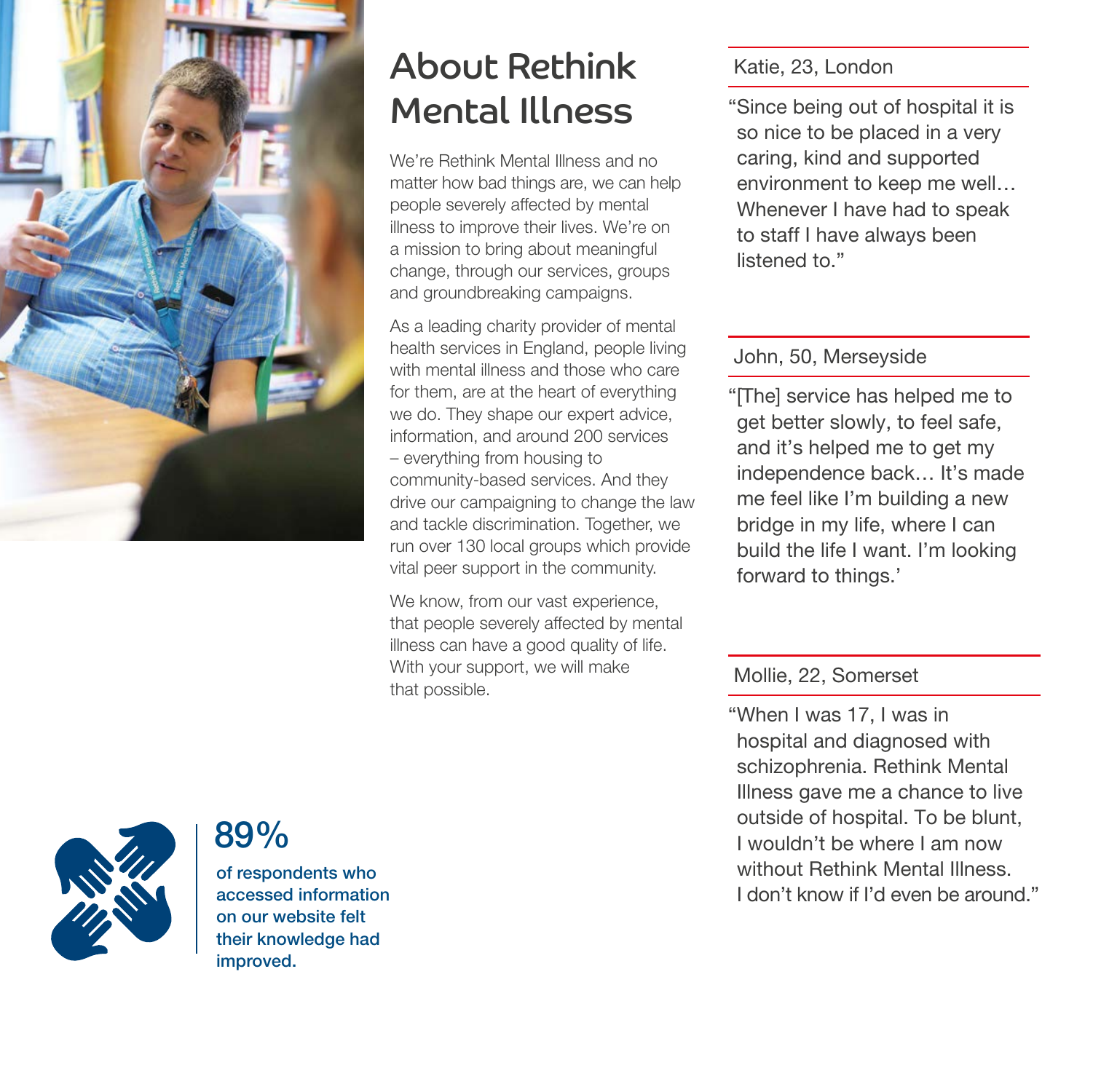# About Rethink Mental Illness

We're Rethink Mental Illness and no matter how bad things are, we can help people severely affected by mental illness to improve their lives. We're on a mission to bring about meaningful change, through our services, groups and groundbreaking campaigns.

As a leading charity provider of mental health services in England, people living with mental illness and those who care for them, are at the heart of everything we do. They shape our expert advice, information, and around 200 services – everything from housing to community-based services. And they drive our campaigning to change the law and tackle discrimination. Together, we run over 130 local groups which provide vital peer support in the community.

We know, from our vast experience, that people severely affected by mental illness can have a good quality of life. With your support, we will make that possible.

**89%**

**of respondents who accessed information on our website felt their knowledge had improved.**

Katie, 23, London

"Since being out of hospital it is so nice to be placed in a very caring, kind and supported environment to keep me well… Whenever I have had to speak to staff I have always been listened to."

John, 50, Merseyside

"[The] service has helped me to get better slowly, to feel safe, and it's helped me to get my independence back… It's made me feel like I'm building a new bridge in my life, where I can build the life I want. I'm looking forward to things.'

Mollie, 22, Somerset

"When I was 17, I was in hospital and diagnosed with schizophrenia. Rethink Mental Illness gave me a chance to live outside of hospital. To be blunt, I wouldn't be where I am now without Rethink Mental Illness. I don't know if I'd even be around."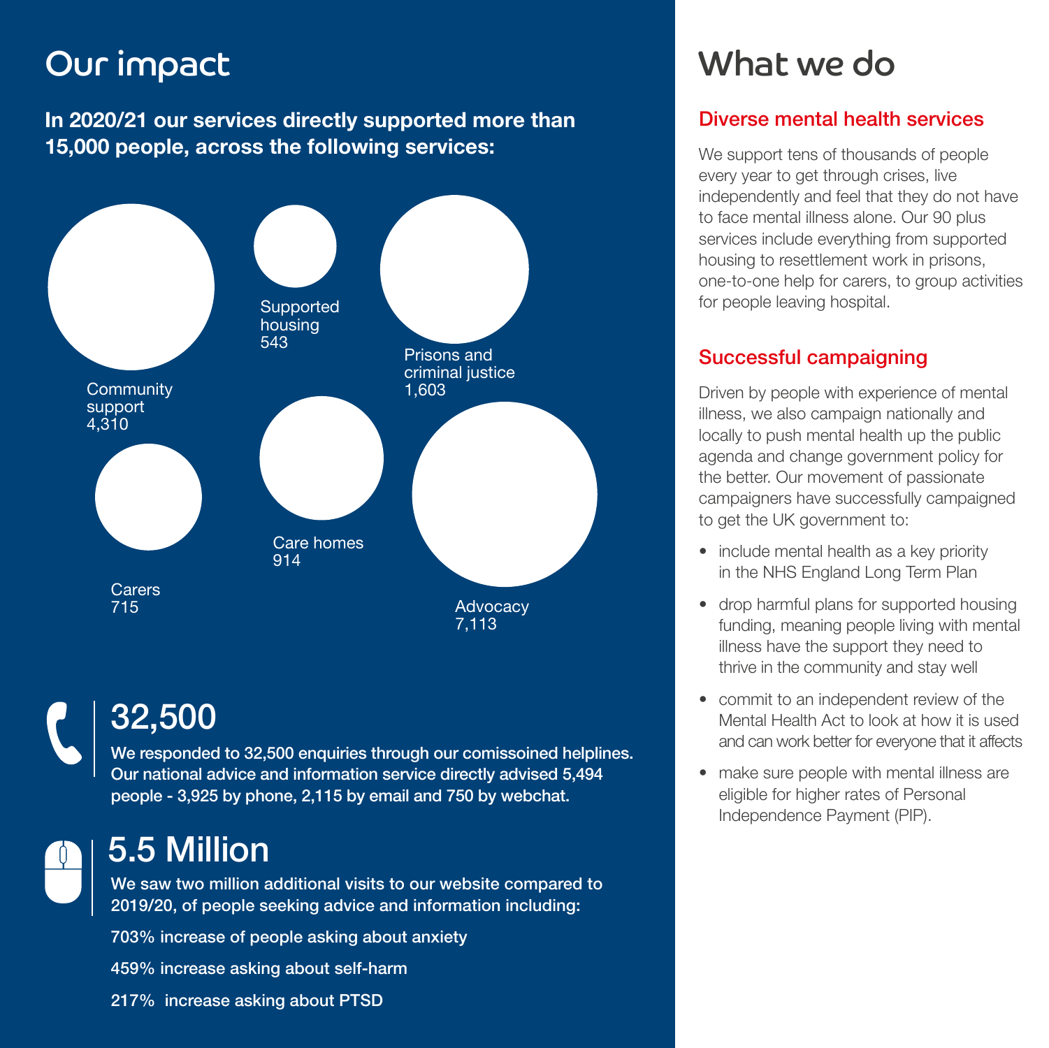# Our impact

**In 2020/21 our services directly supported more than 15,000 people, across the following services:**

- Community support 4,310
- Supported housing 543
- Prisons and criminal justice 1,603
- Carers 715
- Care homes 914
- Advocacy 7,113

## 32,500

**We responded to 32,500 enquiries through our comissoined helplines. Our national advice and information service directly advised 5,494 people - 3,925 by phone, 2,115 by email and 750 by webchat.**

## 5.5 Million

**We saw two million additional visits to our website compared to 2019/20, of people seeking advice and information including:**

**703% increase of people asking about anxiety**

**459% increase asking about self-harm**

**217% increase asking about PTSD**

# What we do

## Diverse mental health services

We support tens of thousands of people every year to get through crises, live independently and feel that they do not have to face mental illness alone. Our 90 plus services include everything from supported housing to resettlement work in prisons, one-to-one help for carers, to group activities for people leaving hospital.

## Successful campaigning

Driven by people with experience of mental illness, we also campaign nationally and locally to push mental health up the public agenda and change government policy for the better. Our movement of passionate campaigners have successfully campaigned to get the UK government to:

- include mental health as a key priority in the NHS England Long Term Plan
- drop harmful plans for supported housing funding, meaning people living with mental illness have the support they need to thrive in the community and stay well
- commit to an independent review of the Mental Health Act to look at how it is used and can work better for everyone that it affects
- make sure people with mental illness are eligible for higher rates of Personal Independence Payment (PIP).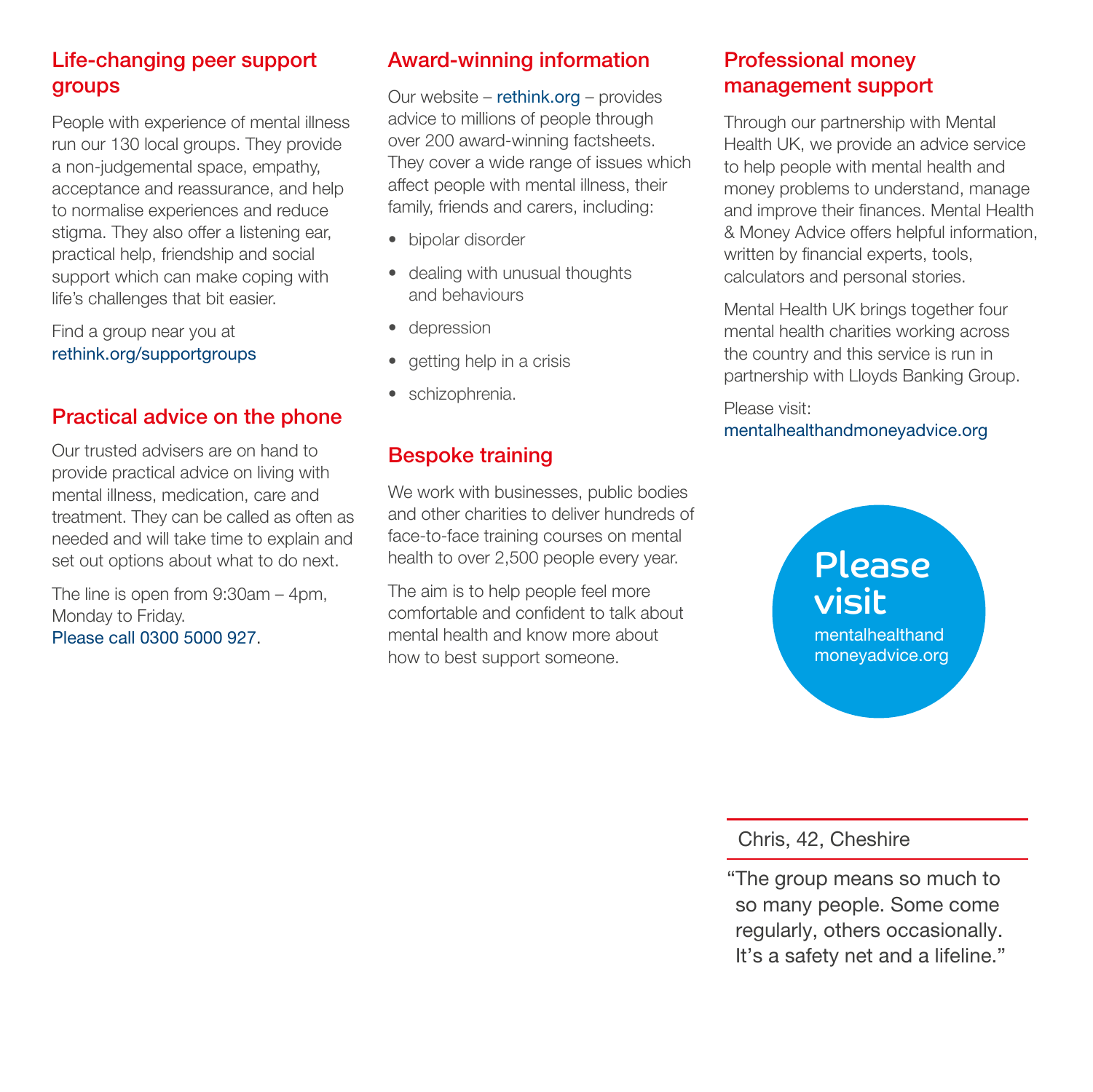## Life-changing peer support groups

People with experience of mental illness run our 130 local groups. They provide a non-judgemental space, empathy, acceptance and reassurance, and help to normalise experiences and reduce stigma. They also offer a listening ear, practical help, friendship and social support which can make coping with life's challenges that bit easier.

Find a group near you at rethink.org/supportgroups

## Practical advice on the phone

Our trusted advisers are on hand to provide practical advice on living with mental illness, medication, care and treatment. They can be called as often as needed and will take time to explain and set out options about what to do next.

The line is open from 9:30am – 4pm, Monday to Friday.
Please call 0300 5000 927.

## Award-winning information

Our website – rethink.org – provides advice to millions of people through over 200 award-winning factsheets. They cover a wide range of issues which affect people with mental illness, their family, friends and carers, including:

- bipolar disorder
- dealing with unusual thoughts and behaviours
- depression
- getting help in a crisis
- schizophrenia.

## Bespoke training

We work with businesses, public bodies and other charities to deliver hundreds of face-to-face training courses on mental health to over 2,500 people every year.

The aim is to help people feel more comfortable and confident to talk about mental health and know more about how to best support someone.

## Professional money management support

Through our partnership with Mental Health UK, we provide an advice service to help people with mental health and money problems to understand, manage and improve their finances. Mental Health & Money Advice offers helpful information, written by financial experts, tools, calculators and personal stories.

Mental Health UK brings together four mental health charities working across the country and this service is run in partnership with Lloyds Banking Group.

Please visit:
mentalhealthandmoneyadvice.org

**Please visit**
mentalhealthandmoneyadvice.org

Chris, 42, Cheshire

"The group means so much to so many people. Some come regularly, others occasionally. It's a safety net and a lifeline."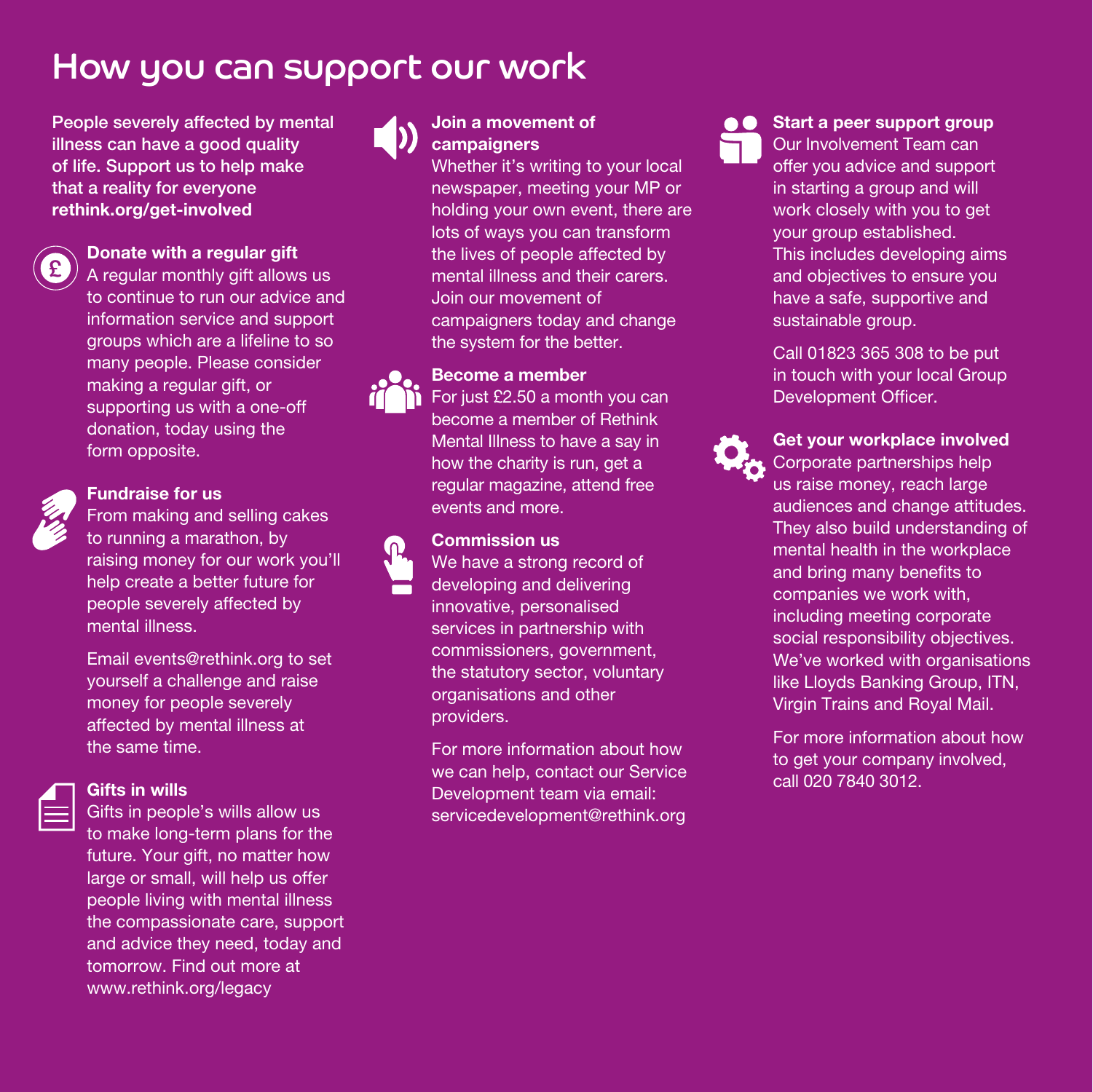# How you can support our work

**People severely affected by mental illness can have a good quality of life. Support us to help make that a reality for everyone rethink.org/get-involved**

### Donate with a regular gift

A regular monthly gift allows us to continue to run our advice and information service and support groups which are a lifeline to so many people. Please consider making a regular gift, or supporting us with a one-off donation, today using the form opposite.

### Fundraise for us

From making and selling cakes to running a marathon, by raising money for our work you'll help create a better future for people severely affected by mental illness.

Email events@rethink.org to set yourself a challenge and raise money for people severely affected by mental illness at the same time.

### Gifts in wills

Gifts in people's wills allow us to make long-term plans for the future. Your gift, no matter how large or small, will help us offer people living with mental illness the compassionate care, support and advice they need, today and tomorrow. Find out more at www.rethink.org/legacy

### Join a movement of campaigners

Whether it's writing to your local newspaper, meeting your MP or holding your own event, there are lots of ways you can transform the lives of people affected by mental illness and their carers. Join our movement of campaigners today and change the system for the better.

### Become a member

For just £2.50 a month you can become a member of Rethink Mental Illness to have a say in how the charity is run, get a regular magazine, attend free events and more.

### Commission us

We have a strong record of developing and delivering innovative, personalised services in partnership with commissioners, government, the statutory sector, voluntary organisations and other providers.

For more information about how we can help, contact our Service Development team via email: servicedevelopment@rethink.org

### Start a peer support group

Our Involvement Team can offer you advice and support in starting a group and will work closely with you to get your group established. This includes developing aims and objectives to ensure you have a safe, supportive and sustainable group.

Call 01823 365 308 to be put in touch with your local Group Development Officer.

### Get your workplace involved

Corporate partnerships help us raise money, reach large audiences and change attitudes. They also build understanding of mental health in the workplace and bring many benefits to companies we work with, including meeting corporate social responsibility objectives. We've worked with organisations like Lloyds Banking Group, ITN, Virgin Trains and Royal Mail.

For more information about how to get your company involved, call 020 7840 3012.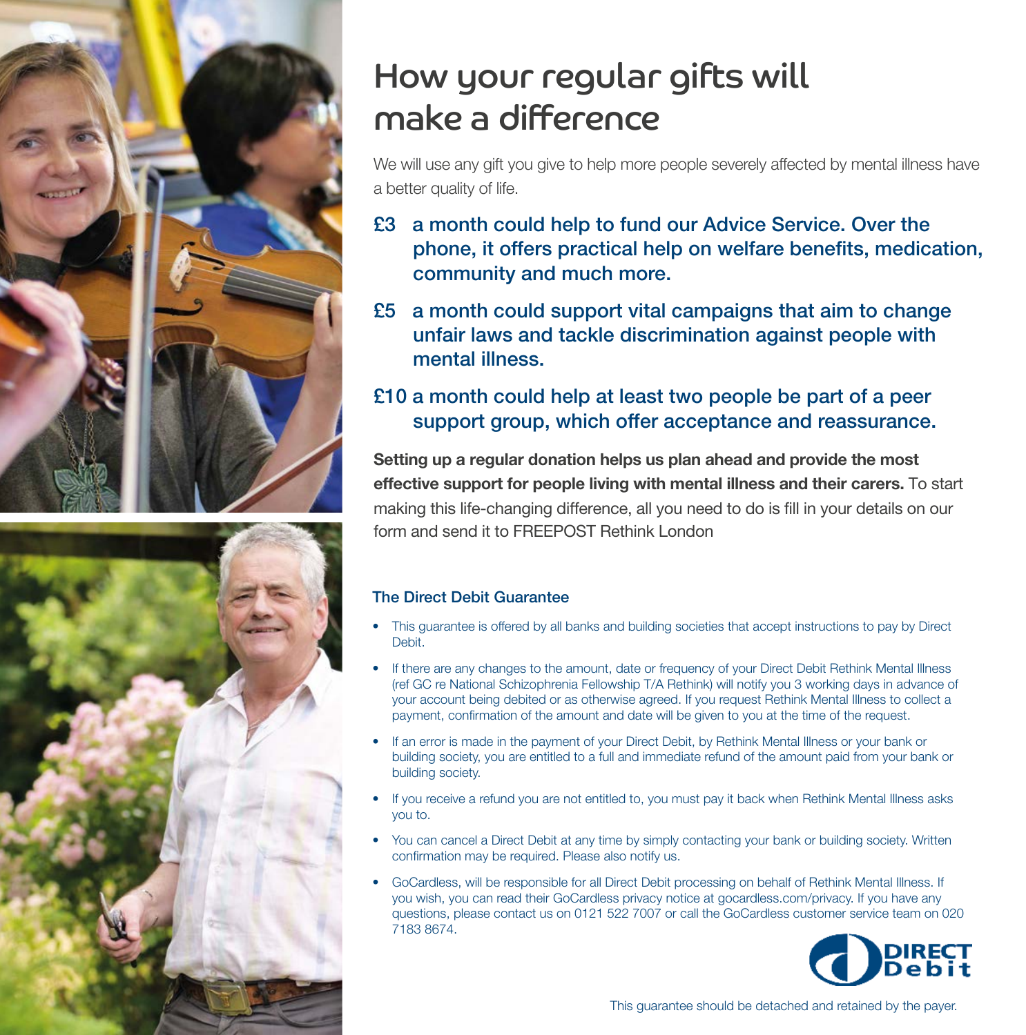# How your regular gifts will make a difference

We will use any gift you give to help more people severely affected by mental illness have a better quality of life.

**£3 a month could help to fund our Advice Service. Over the phone, it offers practical help on welfare benefits, medication, community and much more.**

**£5 a month could support vital campaigns that aim to change unfair laws and tackle discrimination against people with mental illness.**

**£10 a month could help at least two people be part of a peer support group, which offer acceptance and reassurance.**

**Setting up a regular donation helps us plan ahead and provide the most effective support for people living with mental illness and their carers.** To start making this life-changing difference, all you need to do is fill in your details on our form and send it to FREEPOST Rethink London

### The Direct Debit Guarantee

- This guarantee is offered by all banks and building societies that accept instructions to pay by Direct Debit.
- If there are any changes to the amount, date or frequency of your Direct Debit Rethink Mental Illness (ref GC re National Schizophrenia Fellowship T/A Rethink) will notify you 3 working days in advance of your account being debited or as otherwise agreed. If you request Rethink Mental Illness to collect a payment, confirmation of the amount and date will be given to you at the time of the request.
- If an error is made in the payment of your Direct Debit, by Rethink Mental Illness or your bank or building society, you are entitled to a full and immediate refund of the amount paid from your bank or building society.
- If you receive a refund you are not entitled to, you must pay it back when Rethink Mental Illness asks you to.
- You can cancel a Direct Debit at any time by simply contacting your bank or building society. Written confirmation may be required. Please also notify us.
- GoCardless, will be responsible for all Direct Debit processing on behalf of Rethink Mental Illness. If you wish, you can read their GoCardless privacy notice at gocardless.com/privacy. If you have any questions, please contact us on 0121 522 7007 or call the GoCardless customer service team on 020 7183 8674.

DIRECT Debit

This guarantee should be detached and retained by the payer.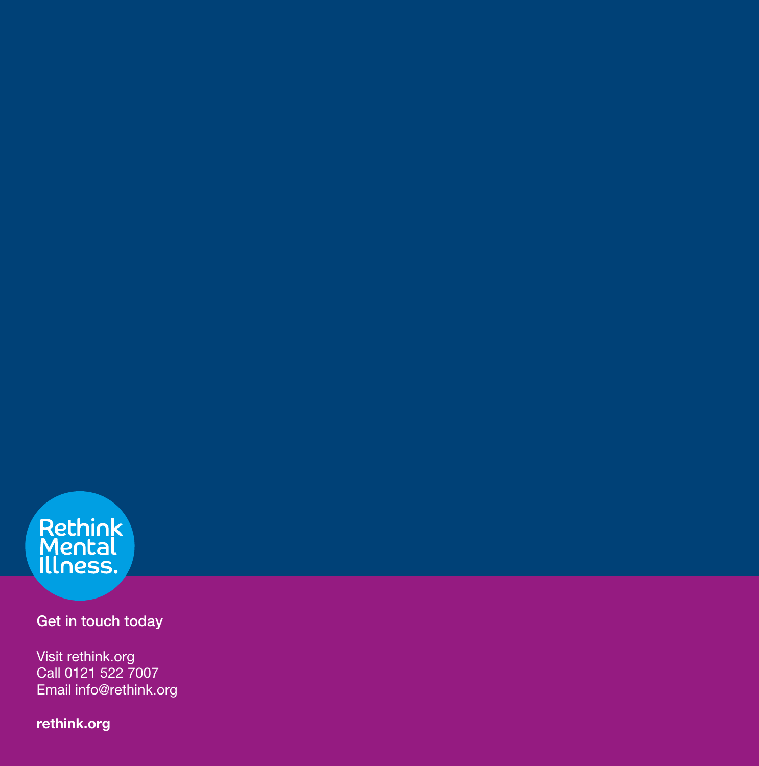Rethink Mental Illness.

**Get in touch today**

Visit rethink.org
Call 0121 522 7007
Email info@rethink.org

**rethink.org**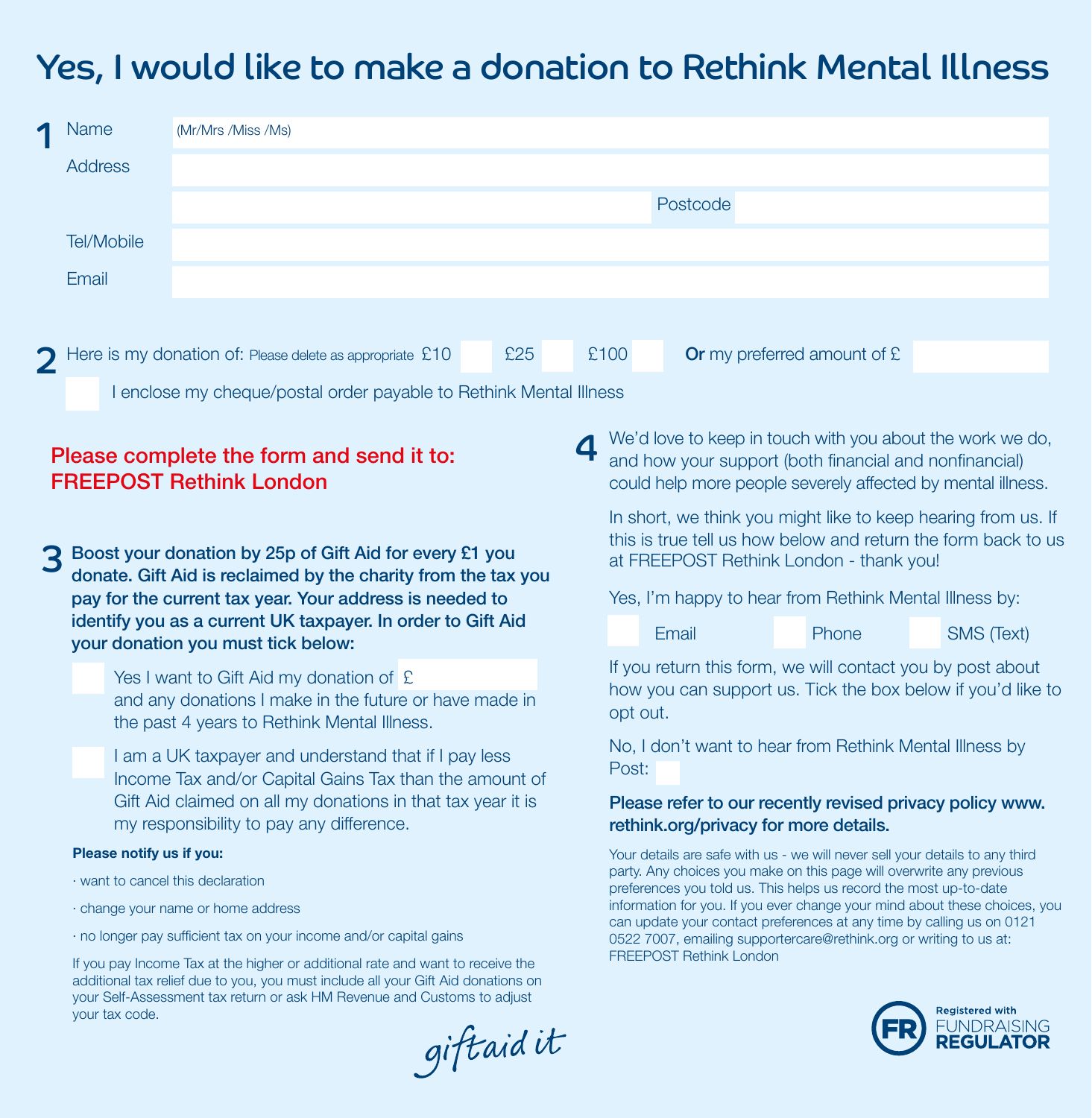# Yes, I would like to make a donation to Rethink Mental Illness

**1**

Name (Mr/Mrs /Miss /Ms)

Address

Postcode

Tel/Mobile

Email

**2** Here is my donation of: Please delete as appropriate £10 ☐ £25 ☐ £100 ☐ **Or** my preferred amount of £

☐ I enclose my cheque/postal order payable to Rethink Mental Illness

**Please complete the form and send it to:**
**FREEPOST Rethink London**

**3** **Boost your donation by 25p of Gift Aid for every £1 you donate. Gift Aid is reclaimed by the charity from the tax you pay for the current tax year. Your address is needed to identify you as a current UK taxpayer. In order to Gift Aid your donation you must tick below:**

☐ Yes I want to Gift Aid my donation of £ and any donations I make in the future or have made in the past 4 years to Rethink Mental Illness.

☐ I am a UK taxpayer and understand that if I pay less Income Tax and/or Capital Gains Tax than the amount of Gift Aid claimed on all my donations in that tax year it is my responsibility to pay any difference.

**Please notify us if you:**

- want to cancel this declaration
- change your name or home address
- no longer pay sufficient tax on your income and/or capital gains

If you pay Income Tax at the higher or additional rate and want to receive the additional tax relief due to you, you must include all your Gift Aid donations on your Self-Assessment tax return or ask HM Revenue and Customs to adjust your tax code.

giftaid it

**4** We'd love to keep in touch with you about the work we do, and how your support (both financial and nonfinancial) could help more people severely affected by mental illness.

In short, we think you might like to keep hearing from us. If this is true tell us how below and return the form back to us at FREEPOST Rethink London - thank you!

Yes, I'm happy to hear from Rethink Mental Illness by:

☐ Email ☐ Phone ☐ SMS (Text)

If you return this form, we will contact you by post about how you can support us. Tick the box below if you'd like to opt out.

No, I don't want to hear from Rethink Mental Illness by Post: ☐

**Please refer to our recently revised privacy policy www.rethink.org/privacy for more details.**

Your details are safe with us - we will never sell your details to any third party. Any choices you make on this page will overwrite any previous preferences you told us. This helps us record the most up-to-date information for you. If you ever change your mind about these choices, you can update your contact preferences at any time by calling us on 0121 0522 7007, emailing supportercare@rethink.org or writing to us at: FREEPOST Rethink London

Registered with FUNDRAISING REGULATOR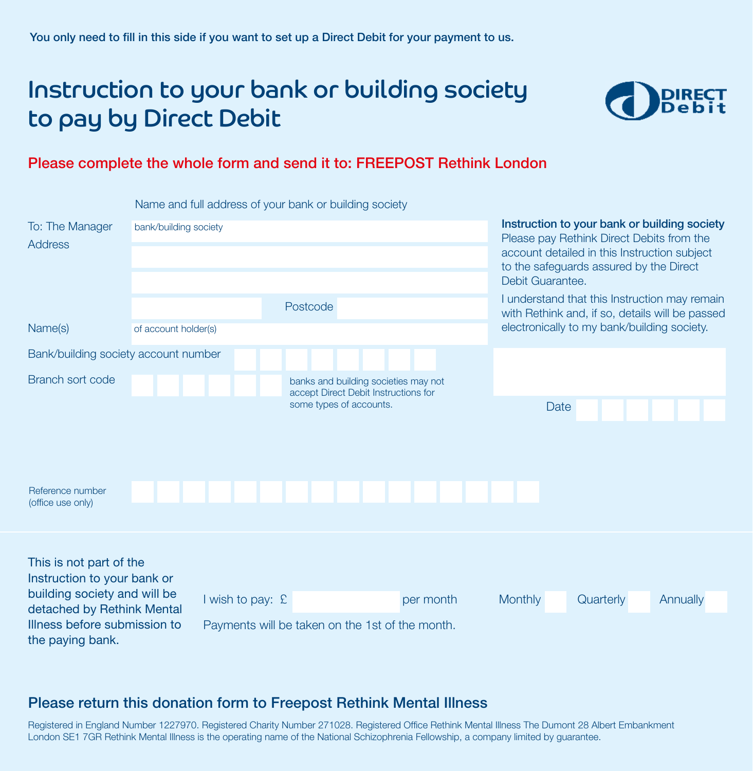You only need to fill in this side if you want to set up a Direct Debit for your payment to us.

# Instruction to your bank or building society to pay by Direct Debit

DIRECT Debit

**Please complete the whole form and send it to: FREEPOST Rethink London**

Name and full address of your bank or building society

To: The Manager bank/building society

Address

Postcode

Name(s) of account holder(s)

Bank/building society account number

Branch sort code

banks and building societies may not accept Direct Debit Instructions for some types of accounts.

**Instruction to your bank or building society**

Please pay Rethink Direct Debits from the account detailed in this Instruction subject to the safeguards assured by the Direct Debit Guarantee.

I understand that this Instruction may remain with Rethink and, if so, details will be passed electronically to my bank/building society.

Date

Reference number (office use only)

This is not part of the Instruction to your bank or building society and will be detached by Rethink Mental Illness before submission to the paying bank.

I wish to pay: £ per month Monthly Quarterly Annually

Payments will be taken on the 1st of the month.

## Please return this donation form to Freepost Rethink Mental Illness

Registered in England Number 1227970. Registered Charity Number 271028. Registered Office Rethink Mental Illness The Dumont 28 Albert Embankment London SE1 7GR Rethink Mental Illness is the operating name of the National Schizophrenia Fellowship, a company limited by guarantee.